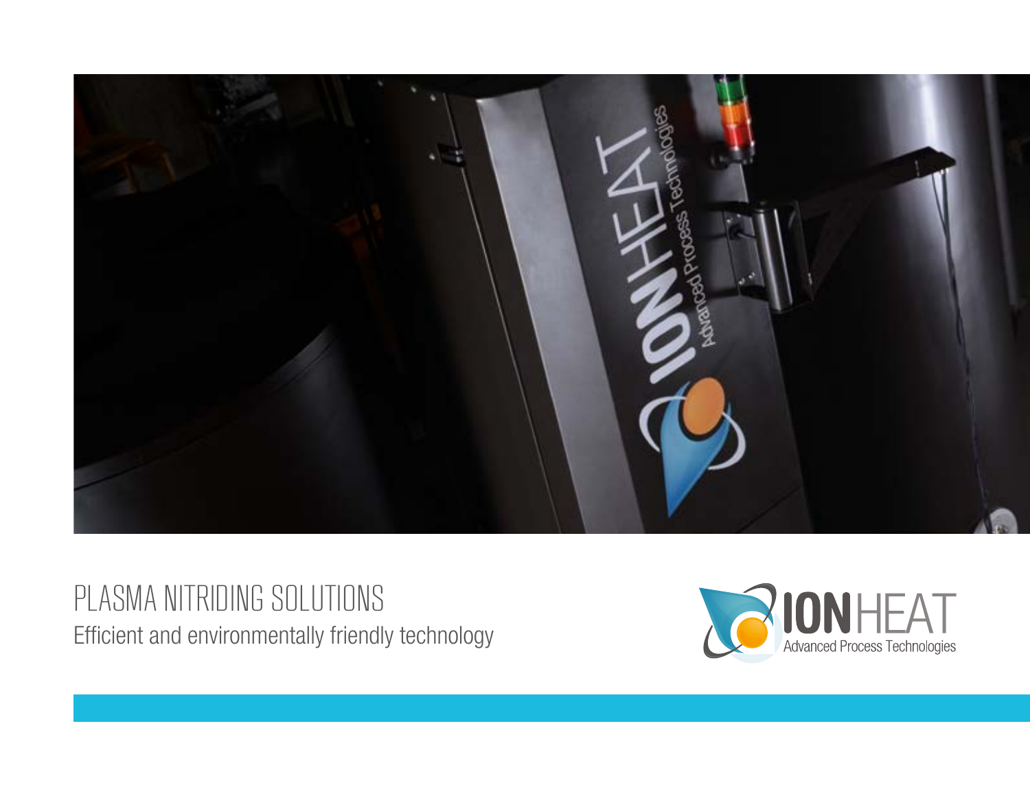# PLASMA NITRIDING SOLUTIONS

Efficient and environmentally friendly technology

IONHEAT
Advanced Process Technologies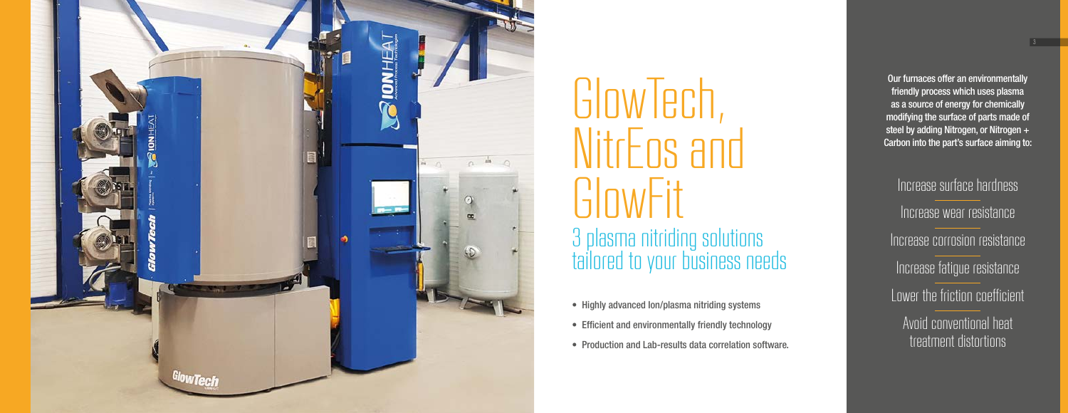# GlowTech, NitrEos and GlowFit

## 3 plasma nitriding solutions tailored to your business needs

- Highly advanced Ion/plasma nitriding systems
- Efficient and environmentally friendly technology
- Production and Lab-results data correlation software.

**Our furnaces offer an environmentally friendly process which uses plasma as a source of energy for chemically modifying the surface of parts made of steel by adding Nitrogen, or Nitrogen + Carbon into the part's surface aiming to:**

Increase surface hardness

Increase wear resistance

Increase corrosion resistance

Increase fatigue resistance

Lower the friction coefficient

Avoid conventional heat treatment distortions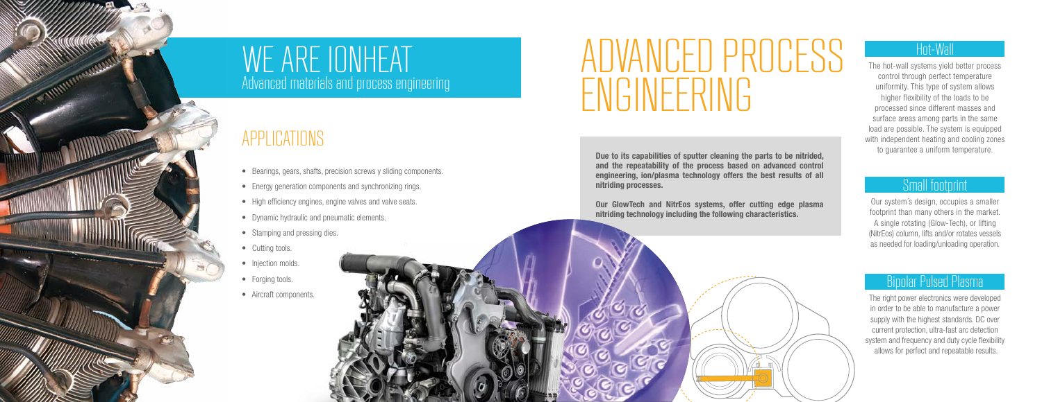# WE ARE IONHEAT

Advanced materials and process engineering

## APPLICATIONS

- Bearings, gears, shafts, precision screws y sliding components.
- Energy generation components and synchronizing rings.
- High efficiency engines, engine valves and valve seats.
- Dynamic hydraulic and pneumatic elements.
- Stamping and pressing dies.
- Cutting tools.
- Injection molds.
- Forging tools.
- Aircraft components.

# ADVANCED PROCESS ENGINEERING

**Due to its capabilities of sputter cleaning the parts to be nitrided, and the repeatability of the process based on advanced control engineering, ion/plasma technology offers the best results of all nitriding processes.**

**Our GlowTech and NitrEos systems, offer cutting edge plasma nitriding technology including the following characteristics.**

### Hot-Wall

The hot-wall systems yield better process control through perfect temperature uniformity. This type of system allows higher flexibility of the loads to be processed since different masses and surface areas among parts in the same load are possible. The system is equipped with independent heating and cooling zones to guarantee a uniform temperature.

### Small footprint

Our system´s design, occupies a smaller footprint than many others in the market. A single rotating (Glow-Tech), or lifting (NitrEos) column, lifts and/or rotates vessels as needed for loading/unloading operation.

### Bipolar Pulsed Plasma

The right power electronics were developed in order to be able to manufacture a power supply with the highest standards. DC over current protection, ultra-fast arc detection system and frequency and duty cycle flexibility allows for perfect and repeatable results.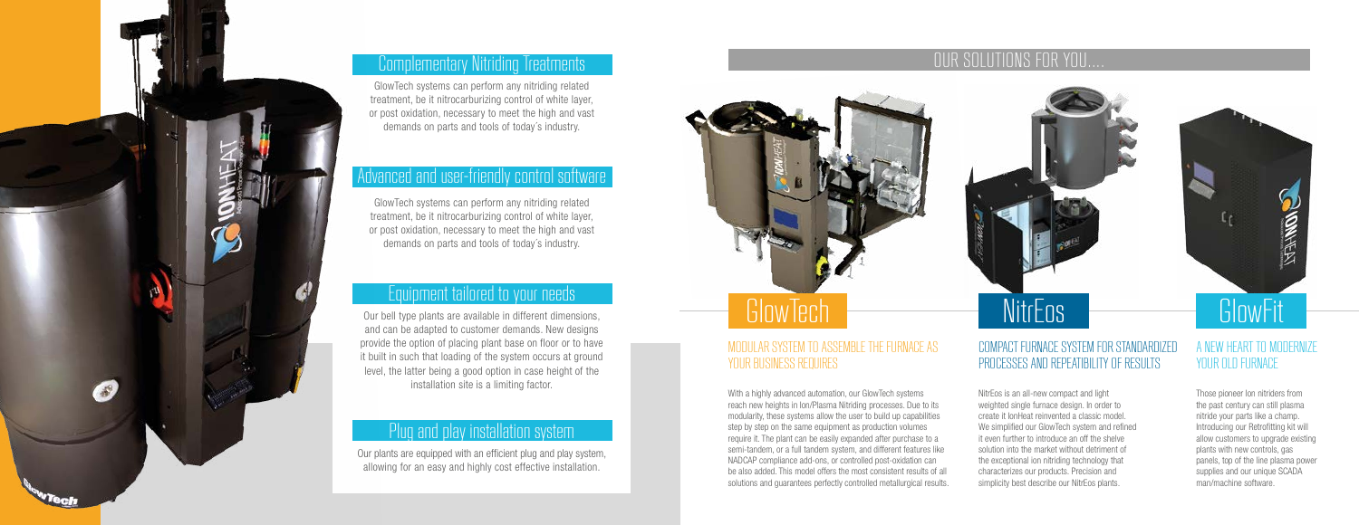## Complementary Nitriding Treatments

GlowTech systems can perform any nitriding related treatment, be it nitrocarburizing control of white layer, or post oxidation, necessary to meet the high and vast demands on parts and tools of today's industry.

## Advanced and user-friendly control software

GlowTech systems can perform any nitriding related treatment, be it nitrocarburizing control of white layer, or post oxidation, necessary to meet the high and vast demands on parts and tools of today's industry.

## Equipment tailored to your needs

Our bell type plants are available in different dimensions, and can be adapted to customer demands. New designs provide the option of placing plant base on floor or to have it built in such that loading of the system occurs at ground level, the latter being a good option in case height of the installation site is a limiting factor.

## Plug and play installation system

Our plants are equipped with an efficient plug and play system, allowing for an easy and highly cost effective installation.

# OUR SOLUTIONS FOR YOU....

## GlowTech

### MODULAR SYSTEM TO ASSEMBLE THE FURNACE AS YOUR BUSINESS REQUIRES

With a highly advanced automation, our GlowTech systems reach new heights in Ion/Plasma Nitriding processes. Due to its modularity, these systems allow the user to build up capabilities step by step on the same equipment as production volumes require it. The plant can be easily expanded after purchase to a semi-tandem, or a full tandem system, and different features like NADCAP compliance add-ons, or controlled post-oxidation can be also added. This model offers the most consistent results of all solutions and guarantees perfectly controlled metallurgical results.

## NitrEos

### COMPACT FURNACE SYSTEM FOR STANDARDIZED PROCESSES AND REPEATIBILITY OF RESULTS

NitrEos is an all-new compact and light weighted single furnace design. In order to create it IonHeat reinvented a classic model. We simplified our GlowTech system and refined it even further to introduce an off the shelve solution into the market without detriment of the exceptional ion nitriding technology that characterizes our products. Precision and simplicity best describe our NitrEos plants.

## GlowFit

### A NEW HEART TO MODERNIZE YOUR OLD FURNACE

Those pioneer Ion nitriders from the past century can still plasma nitride your parts like a champ. Introducing our Retrofitting kit will allow customers to upgrade existing plants with new controls, gas panels, top of the line plasma power supplies and our unique SCADA man/machine software.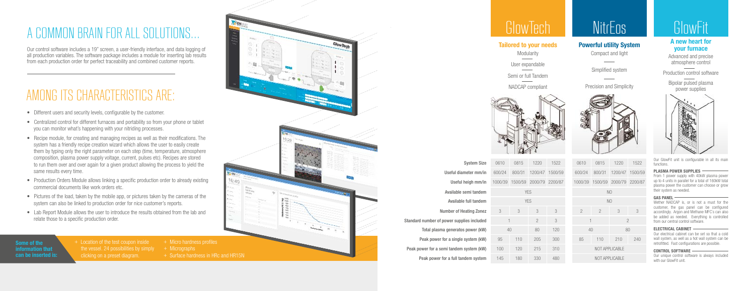# A COMMON BRAIN FOR ALL SOLUTIONS...

Our control software includes a 19" screen, a user-friendly interface, and data logging of all production variables. The software package includes a module for inserting lab results from each production order for perfect traceability and combined customer reports.

# AMONG ITS CHARACTERISTICS ARE:

- Different users and security levels, configurable by the customer.
- Centralized control for different furnaces and portability so from your phone or tablet you can monitor what's happening with your nitriding processes.
- Recipe module, for creating and managing recipes as well as their modifications. The system has a friendly recipe creation wizard which allows the user to easily create them by typing only the right parameter on each step (time, temperature, atmosphere composition, plasma power supply voltage, current, pulses etc). Recipes are stored to run them over and over again for a given product allowing the process to yield the same results every time.
- Production Orders Module allows linking a specific production order to already existing commercial documents like work orders etc.
- Pictures of the load, taken by the mobile app, or pictures taken by the cameras of the system can also be linked to production order for nice customer's reports.
- Lab Report Module allows the user to introduce the results obtained from the lab and relate those to a specific production order.

**Some of the information that can be inserted is:**

- + Location of the test coupon inside the vessel. 24 possibilities by simply clicking on a preset diagram.
- + Micro hardness profiles
- + Micrographs
- + Surface hardness in HRc and HR15N

# GlowTech

### Tailored to your needs

Modularity

User expandable

Semi or full Tandem

NADCAP compliant

# NitrEos

### Powerful utility System

Compact and light

Simplified system

Precision and Simplicity

| | GlowTech | | | | NitrEos | | | |
|---|---|---|---|---|---|---|---|---|
| System Size | 0610 | 0815 | 1220 | 1522 | 0610 | 0815 | 1220 | 1522 |
| Useful diameter mm/in | 600/24 | 800/31 | 1200/47 | 1500/59 | 600/24 | 800/31 | 1200/47 | 1500/59 |
| Useful heigh mm/in | 1000/39 | 1500/59 | 2000/79 | 2200/87 | 1000/39 | 1500/59 | 2000/79 | 2200/87 |
| Available semi tandem | YES | | | | NO | | | |
| Available full tandem | YES | | | | NO | | | |
| Number of Heating Zonez | 3 | 3 | 3 | 3 | 2 | 2 | 3 | 3 |
| Standard number of power supplies included | 1 | | 2 | 3 | 1 | | 2 | |
| Total plasma generatos power (kW) | 40 | | 80 | 120 | 40 | | 80 | |
| Peak power for a single system (kW) | 95 | 110 | 205 | 300 | 85 | 110 | 210 | 240 |
| Peak power for a semi tandem system (kW) | 100 | 120 | 215 | 310 | NOT APPLICABLE | | | |
| Peak power for a full tandem system | 145 | 180 | 330 | 480 | NOT APPLICABLE | | | |

# GlowFit

### A new heart for your furnace

Advanced and precise atmosphere control

Production control software

Bipolar pulsed plasma power supplies

Our GlowFit unit is configurable in all its main functions.

**PLASMA POWER SUPPLIES**
From 1 power supply with 40KW plasma power up to 4 units in parallel for a total of 160kW total plasma power the customer can choose or grow their system as needed.

**GAS PANEL**
Wether NADCAP is, or is not a must for the customer, the gas panel can be configured accordingly. Argon and Methane MFC's can also be added as needed. Everything is controlled from our central control software.

**ELECTRICAL CABINET**
Our electrical cabinet can be set so that a cold wall system, as well as a hot wall system can be retrofitted. Fast configurations are possible.

**CONTROL SOFTWARE**
Our unique control software is always included with our GlowFit unit.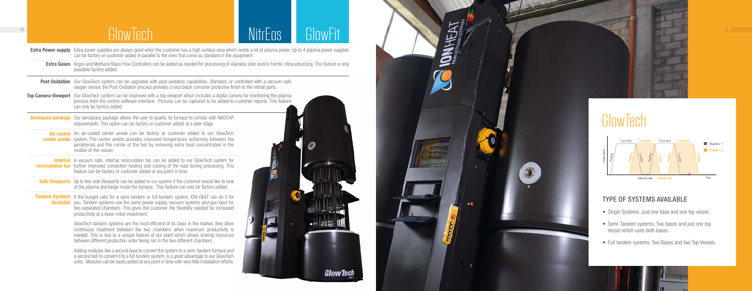# GlowTech

## NitrEos

## GlowFit

**Extra Power supply** Extra power supplies are always good when the customer has a high surface area which needs a lot of plasma power. Up to 4 plasma power supplies can be factory or customer added in parallel to the ones that come as standard in the equipment.

**Extra Gases** Argon and Methane Mass Flow Controllers can be added as needed for processing of stainless steel and/or Ferritic nitrocarburizing. This feature is only available factory added.

**Post Oxidation** Our GlowTech system can be upgraded with post oxidation capabilities. Standard, or controlled with a vacuum safe oxygen sensor, the Post-Oxidation process provides a nice black corrosion protective finish to the nitride parts.

**Top Camera-Viewport** Our GlowTech system can be improved with a top viewport which includes a digital camera for monitoring the plasma process from the control software interface. Pictures can be captured to be added to customer reports. This feature can only be factory added.

**Aerospace package** Our aerospace package allows the user to qualify its furnace to comply with NADCAP requirements. This option can be factory or customer added at a later stage.

**Air cooled center anode** An air-cooled center anode can be factory or customer added to our GlowTech system. The center anode provides improved temperature uniformity between the peripherals and the center of the bell by removing extra heat concentrated in the middle of the vessel.

**Internal recirculation fan** A vacuum safe, internal recirculation fan can be added to our GlowTech system for further improved convection heating and cooling of the load during processing. This feature can be factory or customer added at any point in time.

**Side Viewports** Up to two side Viewports can be added to our system if the customer would like to look at the plasma discharge inside the furnace. This feature can only be factory added.

**Tandem Systems Available** If the budget calls for a semi-tandem or full tandem system, ION-HEAT can do it for you. Tandem systems use the same power supply, vacuum systems and gas input for two separated chambers. This gives the customer the flexibility needed for increased productivity at a lower initial investment.

GlowTech tandem systems are the most efficient of its class in the market, they allow continuous treatment between the two chambers when maximum productivity is needed. This is due to a unique feature of our plant which allows sharing resources between different production order being ran in the two different chambers.

Adding modules like a second base to convert the system to a semi-tandem furnace and a second bell to convert it to a full tandem system, is a great advantage to our GlowTech units. Modules can be easily added at any point in time with very little installation efforts.

# GlowTech

### TYPE OF SYSTEMS AVAILABLE

- Single Systems: Just one base and one top vessel.
- Semi-Tandem systems: Two bases and just one top Vessel which uses both bases.
- Full tandem systems: Two Bases and two Top Vessels.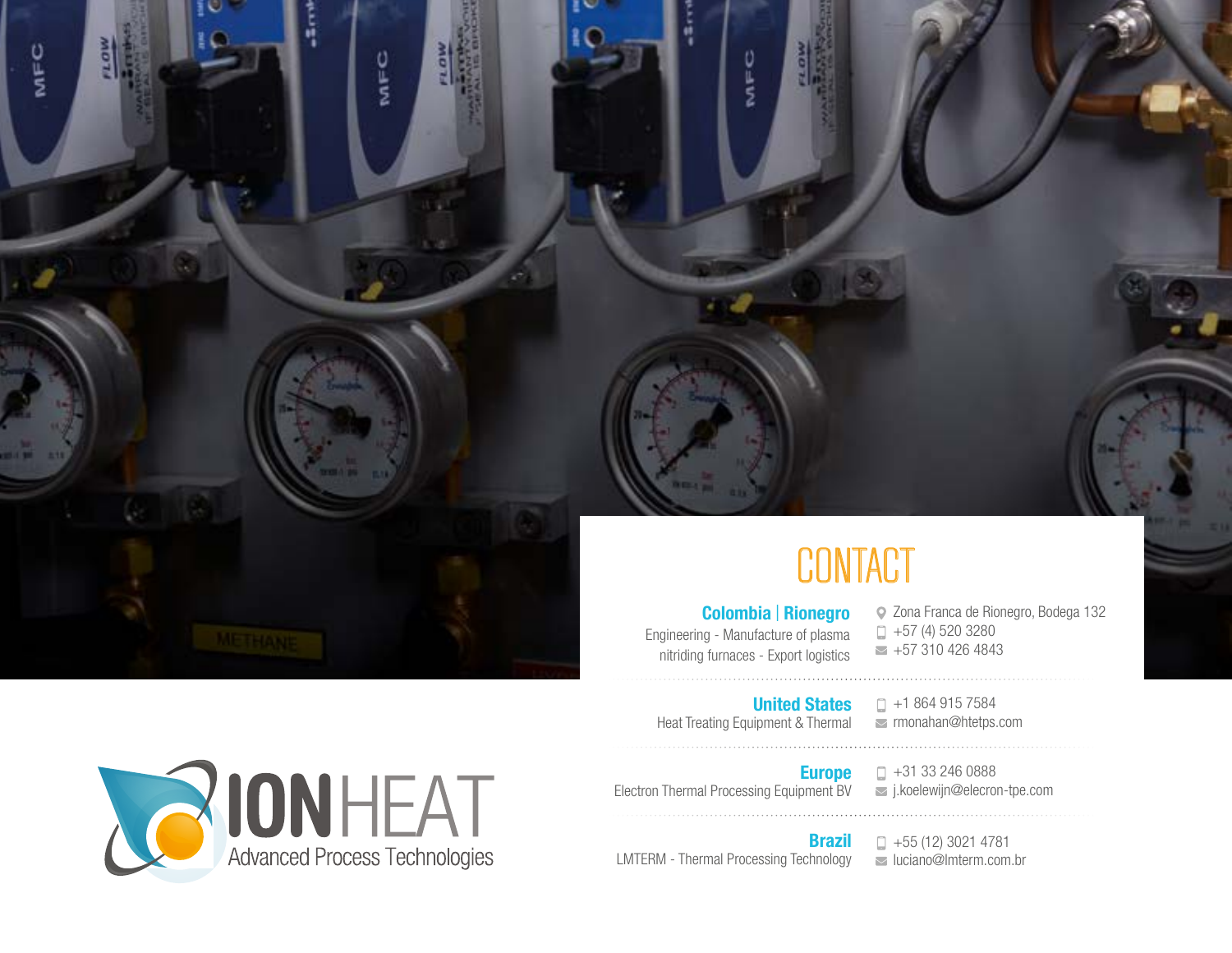# CONTACT

**Colombia | Rionegro**
Engineering - Manufacture of plasma nitriding furnaces - Export logistics

Zona Franca de Rionegro, Bodega 132
+57 (4) 520 3280
+57 310 426 4843

**United States**
Heat Treating Equipment & Thermal

+1 864 915 7584
rmonahan@htetps.com

**Europe**
Electron Thermal Processing Equipment BV

+31 33 246 0888
j.koelewijn@elecron-tpe.com

**Brazil**
LMTERM - Thermal Processing Technology

+55 (12) 3021 4781
luciano@lmterm.com.br

IONHEAT
Advanced Process Technologies